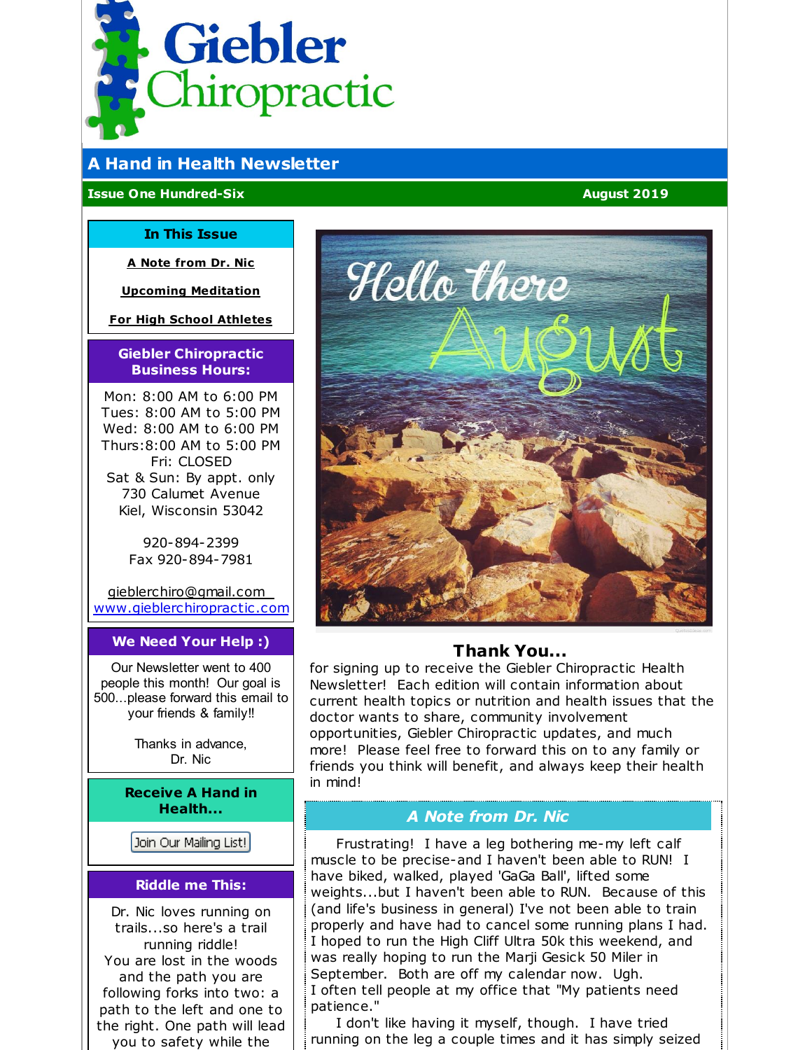# Giebler Chiropractic

## A Hand in Health Newsletter

**Issue One Hundred-Six** | **August 2019**

### In This Issue

**A Note from Dr. Nic**

**Upcoming Meditation**

**For High School Athletes**

### Giebler Chiropractic Business Hours:

Mon: 8:00 AM to 6:00 PM
Tues: 8:00 AM to 5:00 PM
Wed: 8:00 AM to 6:00 PM
Thurs:8:00 AM to 5:00 PM
Fri: CLOSED
Sat & Sun: By appt. only
730 Calumet Avenue
Kiel, Wisconsin 53042

920-894-2399
Fax 920-894-7981

gieblerchiro@gmail.com
www.gieblerchiropractic.com

### We Need Your Help :)

Our Newsletter went to 400 people this month! Our goal is 500...please forward this email to your friends & family!!

Thanks in advance,
Dr. Nic

### Receive A Hand in Health...

Join Our Mailing List!

### Riddle me This:

Dr. Nic loves running on trails...so here's a trail running riddle!
You are lost in the woods and the path you are following forks into two: a path to the left and one to the right. One path will lead you to safety while the

Hello there August

## Thank You...

for signing up to receive the Giebler Chiropractic Health Newsletter! Each edition will contain information about current health topics or nutrition and health issues that the doctor wants to share, community involvement opportunities, Giebler Chiropractic updates, and much more! Please feel free to forward this on to any family or friends you think will benefit, and always keep their health in mind!

## *A Note from Dr. Nic*

Frustrating! I have a leg bothering me-my left calf muscle to be precise-and I haven't been able to RUN! I have biked, walked, played 'GaGa Ball', lifted some weights...but I haven't been able to RUN. Because of this (and life's business in general) I've not been able to train properly and have had to cancel some running plans I had. I hoped to run the High Cliff Ultra 50k this weekend, and was really hoping to run the Marji Gesick 50 Miler in September. Both are off my calendar now. Ugh.
I often tell people at my office that "My patients need patience."

I don't like having it myself, though. I have tried running on the leg a couple times and it has simply seized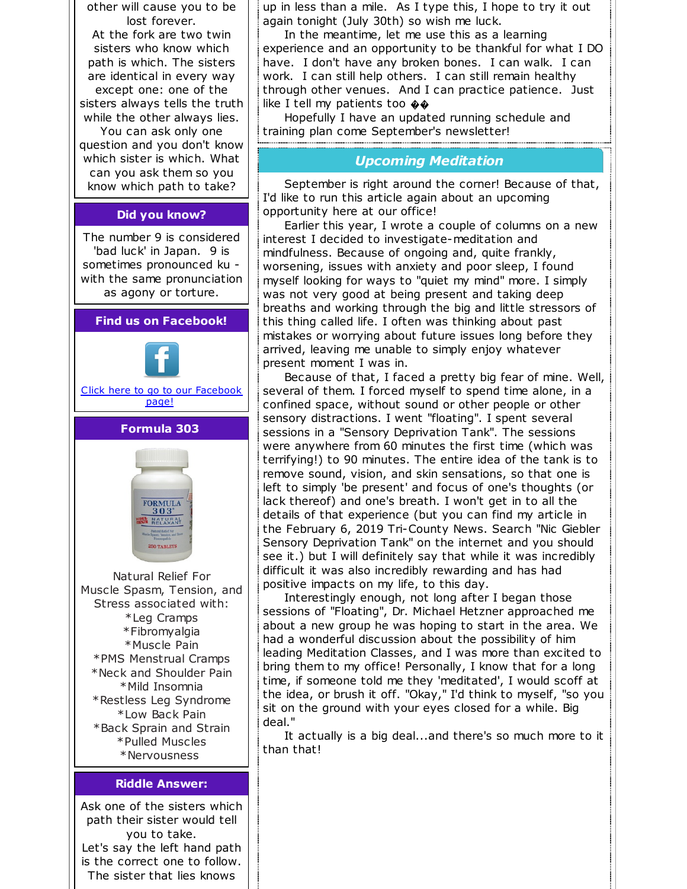other will cause you to be lost forever.
At the fork are two twin sisters who know which path is which. The sisters are identical in every way except one: one of the sisters always tells the truth while the other always lies.
You can ask only one question and you don't know which sister is which. What can you ask them so you know which path to take?

## Did you know?

The number 9 is considered 'bad luck' in Japan. 9 is sometimes pronounced ku - with the same pronunciation as agony or torture.

## Find us on Facebook!

Click here to go to our Facebook page!

## Formula 303

Natural Relief For Muscle Spasm, Tension, and Stress associated with:
*Leg Cramps
*Fibromyalgia
*Muscle Pain
*PMS Menstrual Cramps
*Neck and Shoulder Pain
*Mild Insomnia
*Restless Leg Syndrome
*Low Back Pain
*Back Sprain and Strain
*Pulled Muscles
*Nervousness

## Riddle Answer:

Ask one of the sisters which path their sister would tell you to take.
Let's say the left hand path is the correct one to follow.
The sister that lies knows

up in less than a mile. As I type this, I hope to try it out again tonight (July 30th) so wish me luck.

In the meantime, let me use this as a learning experience and an opportunity to be thankful for what I DO have. I don't have any broken bones. I can walk. I can work. I can still help others. I can still remain healthy through other venues. And I can practice patience. Just like I tell my patients too ��

Hopefully I have an updated running schedule and training plan come September's newsletter!

## Upcoming Meditation

September is right around the corner! Because of that, I'd like to run this article again about an upcoming opportunity here at our office!

Earlier this year, I wrote a couple of columns on a new interest I decided to investigate-meditation and mindfulness. Because of ongoing and, quite frankly, worsening, issues with anxiety and poor sleep, I found myself looking for ways to "quiet my mind" more. I simply was not very good at being present and taking deep breaths and working through the big and little stressors of this thing called life. I often was thinking about past mistakes or worrying about future issues long before they arrived, leaving me unable to simply enjoy whatever present moment I was in.

Because of that, I faced a pretty big fear of mine. Well, several of them. I forced myself to spend time alone, in a confined space, without sound or other people or other sensory distractions. I went "floating". I spent several sessions in a "Sensory Deprivation Tank". The sessions were anywhere from 60 minutes the first time (which was terrifying!) to 90 minutes. The entire idea of the tank is to remove sound, vision, and skin sensations, so that one is left to simply 'be present' and focus of one's thoughts (or lack thereof) and one's breath. I won't get in to all the details of that experience (but you can find my article in the February 6, 2019 Tri-County News. Search "Nic Giebler Sensory Deprivation Tank" on the internet and you should see it.) but I will definitely say that while it was incredibly difficult it was also incredibly rewarding and has had positive impacts on my life, to this day.

Interestingly enough, not long after I began those sessions of "Floating", Dr. Michael Hetzner approached me about a new group he was hoping to start in the area. We had a wonderful discussion about the possibility of him leading Meditation Classes, and I was more than excited to bring them to my office! Personally, I know that for a long time, if someone told me they 'meditated', I would scoff at the idea, or brush it off. "Okay," I'd think to myself, "so you sit on the ground with your eyes closed for a while. Big deal."

It actually is a big deal...and there's so much more to it than that!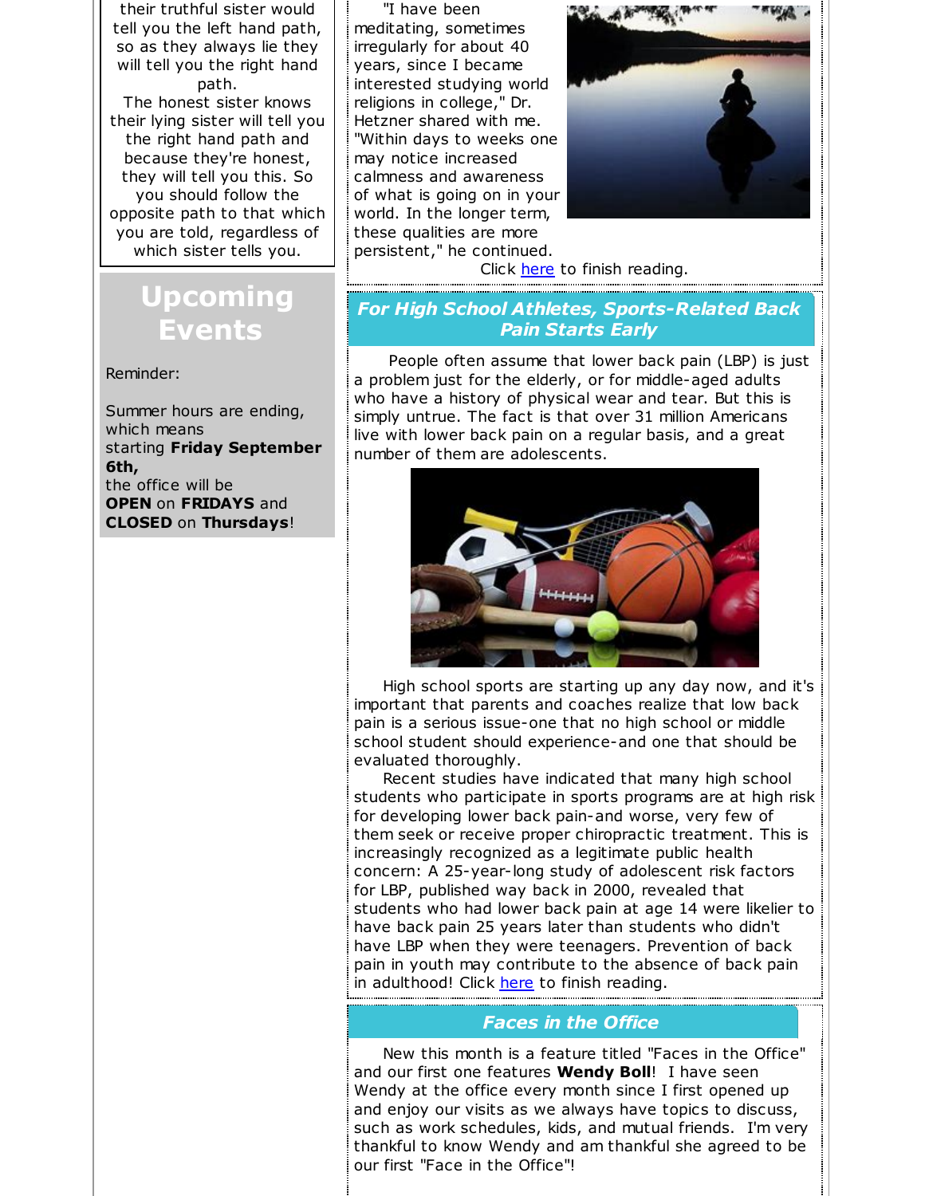their truthful sister would tell you the left hand path, so as they always lie they will tell you the right hand path.

The honest sister knows their lying sister will tell you the right hand path and because they're honest, they will tell you this. So you should follow the opposite path to that which you are told, regardless of which sister tells you.

## Upcoming Events

Reminder:

Summer hours are ending, which means starting **Friday September 6th,** the office will be **OPEN** on **FRIDAYS** and **CLOSED** on **Thursdays**!

"I have been meditating, sometimes irregularly for about 40 years, since I became interested studying world religions in college," Dr. Hetzner shared with me. "Within days to weeks one may notice increased calmness and awareness of what is going on in your world. In the longer term, these qualities are more persistent," he continued.

Click here to finish reading.

## *For High School Athletes, Sports-Related Back Pain Starts Early*

People often assume that lower back pain (LBP) is just a problem just for the elderly, or for middle-aged adults who have a history of physical wear and tear. But this is simply untrue. The fact is that over 31 million Americans live with lower back pain on a regular basis, and a great number of them are adolescents.

High school sports are starting up any day now, and it's important that parents and coaches realize that low back pain is a serious issue-one that no high school or middle school student should experience-and one that should be evaluated thoroughly.

Recent studies have indicated that many high school students who participate in sports programs are at high risk for developing lower back pain-and worse, very few of them seek or receive proper chiropractic treatment. This is increasingly recognized as a legitimate public health concern: A 25-year-long study of adolescent risk factors for LBP, published way back in 2000, revealed that students who had lower back pain at age 14 were likelier to have back pain 25 years later than students who didn't have LBP when they were teenagers. Prevention of back pain in youth may contribute to the absence of back pain in adulthood! Click here to finish reading.

## *Faces in the Office*

New this month is a feature titled "Faces in the Office" and our first one features **Wendy Boll**! I have seen Wendy at the office every month since I first opened up and enjoy our visits as we always have topics to discuss, such as work schedules, kids, and mutual friends. I'm very thankful to know Wendy and am thankful she agreed to be our first "Face in the Office"!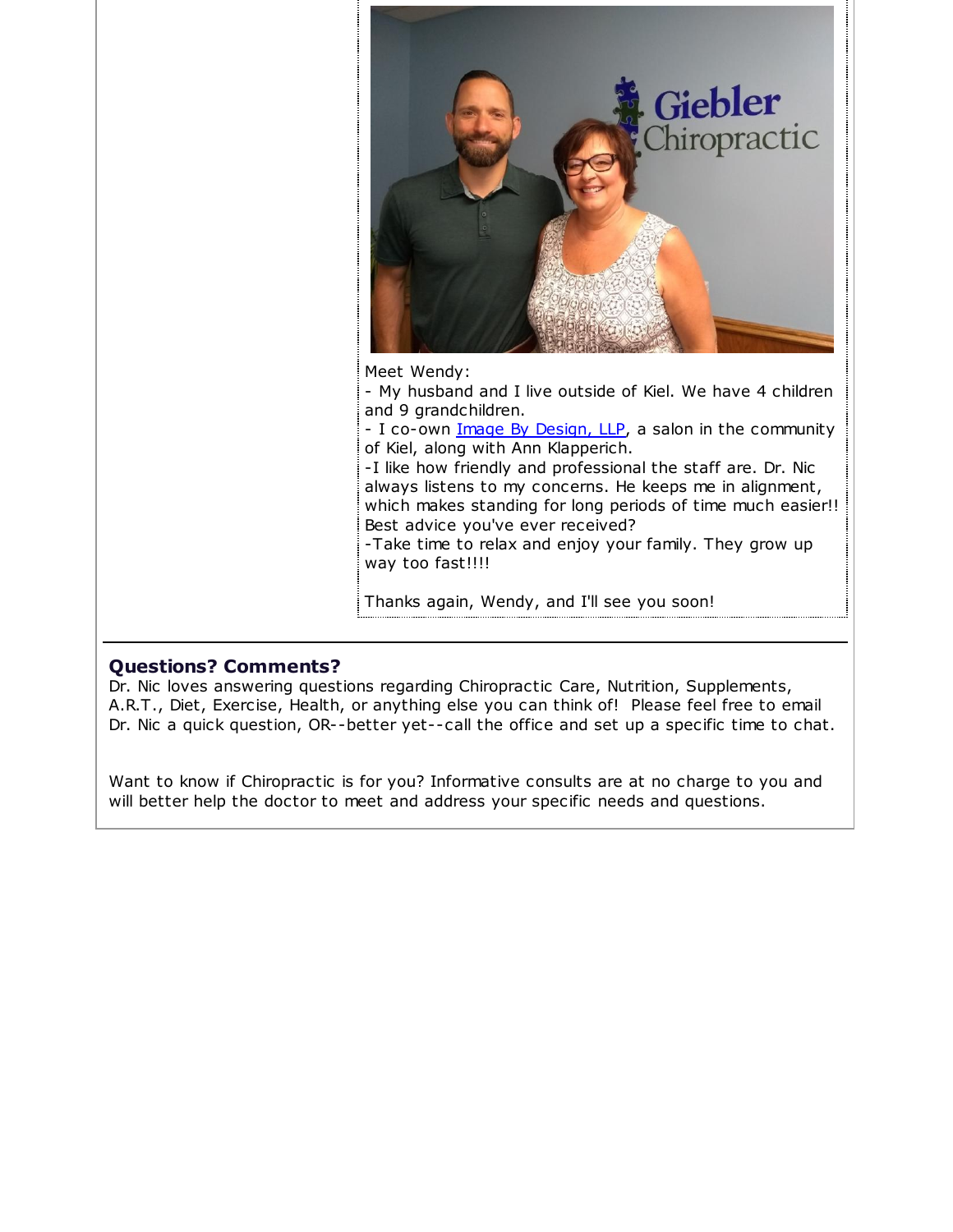Meet Wendy:

- My husband and I live outside of Kiel. We have 4 children and 9 grandchildren.
- I co-own Image By Design, LLP, a salon in the community of Kiel, along with Ann Klapperich.

-I like how friendly and professional the staff are. Dr. Nic always listens to my concerns. He keeps me in alignment, which makes standing for long periods of time much easier!!

Best advice you've ever received?

-Take time to relax and enjoy your family. They grow up way too fast!!!!

Thanks again, Wendy, and I'll see you soon!

---

### Questions? Comments?

Dr. Nic loves answering questions regarding Chiropractic Care, Nutrition, Supplements, A.R.T., Diet, Exercise, Health, or anything else you can think of! Please feel free to email Dr. Nic a quick question, OR--better yet--call the office and set up a specific time to chat.

Want to know if Chiropractic is for you? Informative consults are at no charge to you and will better help the doctor to meet and address your specific needs and questions.